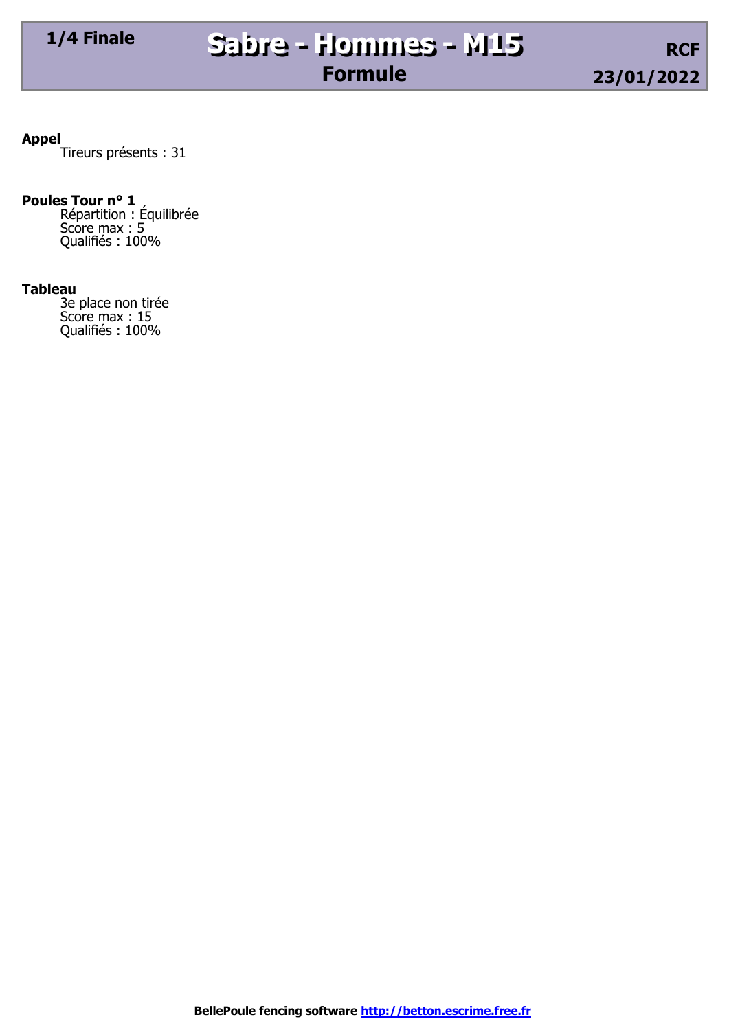**1/4 Finale**

# Sabre - Hommes - M15

## Formule

**RCF**

**23/01/2022**

**Appel**

Tireurs présents : 31

**Poules Tour n° 1**

Répartition : Équilibrée
Score max : 5
Qualifiés : 100%

**Tableau**

3e place non tirée
Score max : 15
Qualifiés : 100%

**BellePoule fencing software [http://betton.escrime.free.fr](http://betton.escrime.free.fr)**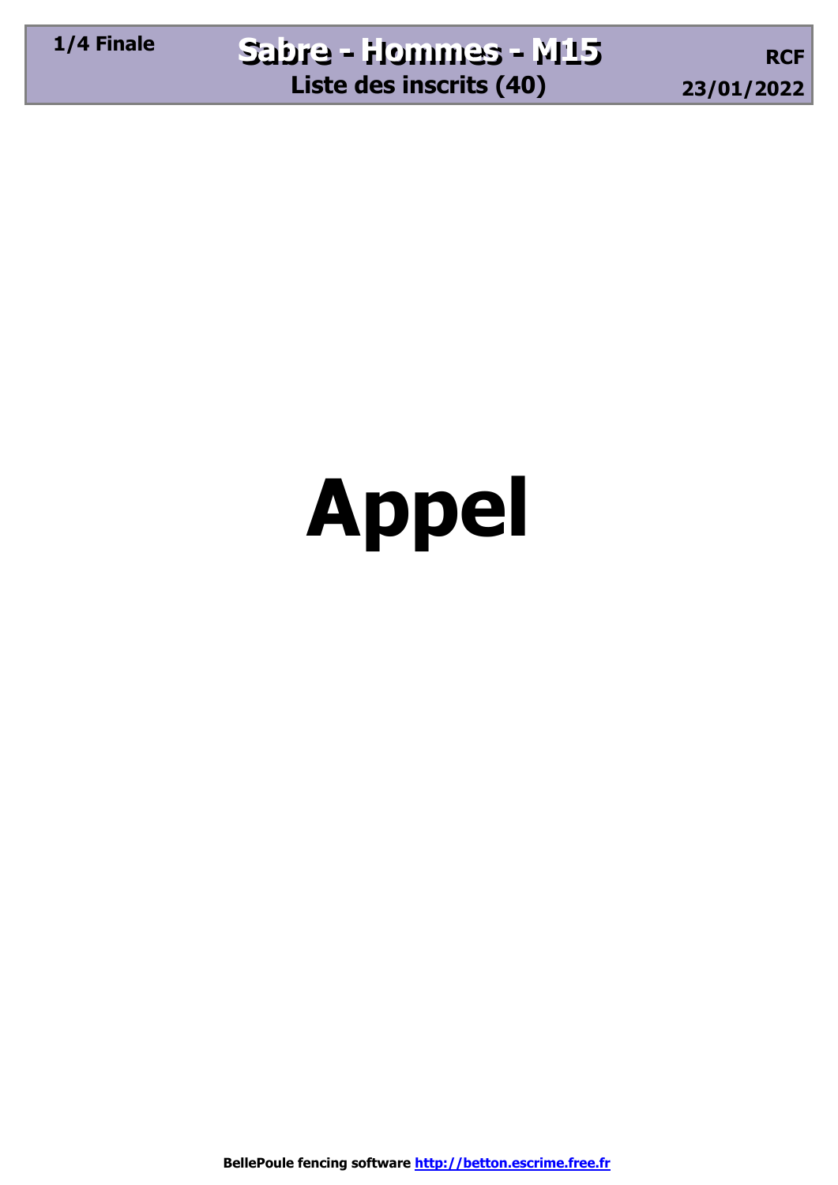# Appel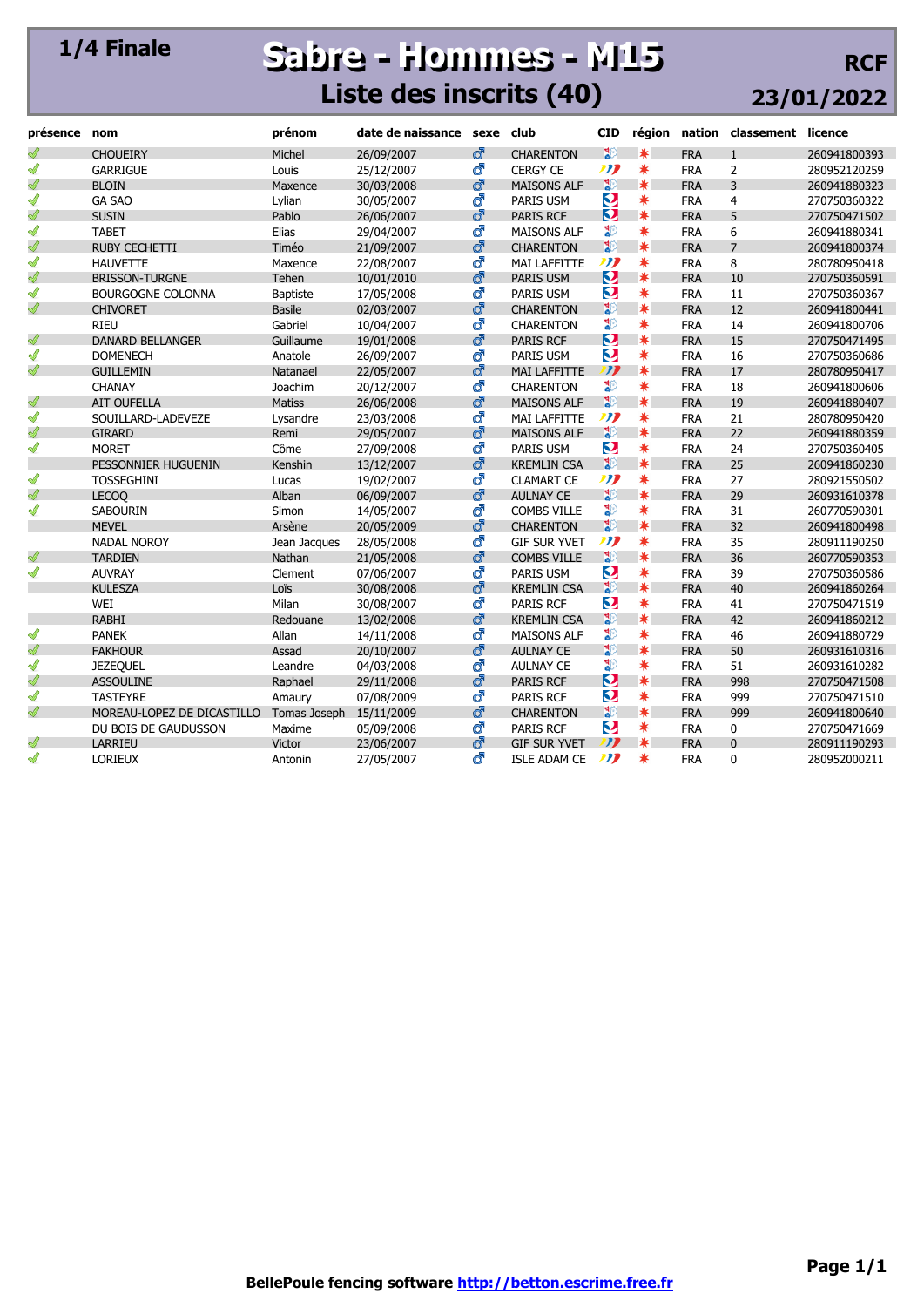# 1/4 Finale — Sabre - Hommes - M15

## Liste des inscrits (40)

RCF
23/01/2022

| présence | nom | prénom | date de naissance | sexe | club | CID | région | nation | classement | licence |
|---|---|---|---|---|---|---|---|---|---|---|
| ✓ | CHOUEIRY | Michel | 26/09/2007 | ♂ | CHARENTON | | | FRA | 1 | 260941800393 |
| ✓ | GARRIGUE | Louis | 25/12/2007 | ♂ | CERGY CE | | | FRA | 2 | 280952120259 |
| ✓ | BLOIN | Maxence | 30/03/2008 | ♂ | MAISONS ALF | | | FRA | 3 | 260941880323 |
| ✓ | GA SAO | Lylian | 30/05/2007 | ♂ | PARIS USM | | | FRA | 4 | 270750360322 |
| ✓ | SUSIN | Pablo | 26/06/2007 | ♂ | PARIS RCF | | | FRA | 5 | 270750471502 |
| ✓ | TABET | Elias | 29/04/2007 | ♂ | MAISONS ALF | | | FRA | 6 | 260941880341 |
| ✓ | RUBY CECHETTI | Timéo | 21/09/2007 | ♂ | CHARENTON | | | FRA | 7 | 260941800374 |
| ✓ | HAUVETTE | Maxence | 22/08/2007 | ♂ | MAI LAFFITTE | | | FRA | 8 | 280780950418 |
| ✓ | BRISSON-TURGNE | Tehen | 10/01/2010 | ♂ | PARIS USM | | | FRA | 10 | 270750360591 |
| ✓ | BOURGOGNE COLONNA | Baptiste | 17/05/2008 | ♂ | PARIS USM | | | FRA | 11 | 270750360367 |
| ✓ | CHIVORET | Basile | 02/03/2007 | ♂ | CHARENTON | | | FRA | 12 | 260941800441 |
| | RIEU | Gabriel | 10/04/2007 | ♂ | CHARENTON | | | FRA | 14 | 260941800706 |
| ✓ | DANARD BELLANGER | Guillaume | 19/01/2008 | ♂ | PARIS RCF | | | FRA | 15 | 270750471495 |
| ✓ | DOMENECH | Anatole | 26/09/2007 | ♂ | PARIS USM | | | FRA | 16 | 270750360686 |
| ✓ | GUILLEMIN | Natanael | 22/05/2007 | ♂ | MAI LAFFITTE | | | FRA | 17 | 280780950417 |
| | CHANAY | Joachim | 20/12/2007 | ♂ | CHARENTON | | | FRA | 18 | 260941800606 |
| ✓ | AIT OUFELLA | Matiss | 26/06/2008 | ♂ | MAISONS ALF | | | FRA | 19 | 260941880407 |
| ✓ | SOUILLARD-LADEVEZE | Lysandre | 23/03/2008 | ♂ | MAI LAFFITTE | | | FRA | 21 | 280780950420 |
| ✓ | GIRARD | Remi | 29/05/2007 | ♂ | MAISONS ALF | | | FRA | 22 | 260941880359 |
| ✓ | MORET | Côme | 27/09/2008 | ♂ | PARIS USM | | | FRA | 24 | 270750360405 |
| | PESSONNIER HUGUENIN | Kenshin | 13/12/2007 | ♂ | KREMLIN CSA | | | FRA | 25 | 260941860230 |
| ✓ | TOSSEGHINI | Lucas | 19/02/2007 | ♂ | CLAMART CE | | | FRA | 27 | 280921550502 |
| ✓ | LECOQ | Alban | 06/09/2007 | ♂ | AULNAY CE | | | FRA | 29 | 260931610378 |
| ✓ | SABOURIN | Simon | 14/05/2007 | ♂ | COMBS VILLE | | | FRA | 31 | 260770590301 |
| | MEVEL | Arsène | 20/05/2009 | ♂ | CHARENTON | | | FRA | 32 | 260941800498 |
| | NADAL NOROY | Jean Jacques | 28/05/2008 | ♂ | GIF SUR YVET | | | FRA | 35 | 280911190250 |
| ✓ | TARDIEN | Nathan | 21/05/2008 | ♂ | COMBS VILLE | | | FRA | 36 | 260770590353 |
| ✓ | AUVRAY | Clement | 07/06/2007 | ♂ | PARIS USM | | | FRA | 39 | 270750360586 |
| | KULESZA | Loïs | 30/08/2008 | ♂ | KREMLIN CSA | | | FRA | 40 | 260941860264 |
| | WEI | Milan | 30/08/2007 | ♂ | PARIS RCF | | | FRA | 41 | 270750471519 |
| | RABHI | Redouane | 13/02/2008 | ♂ | KREMLIN CSA | | | FRA | 42 | 260941860212 |
| ✓ | PANEK | Allan | 14/11/2008 | ♂ | MAISONS ALF | | | FRA | 46 | 260941880729 |
| ✓ | FAKHOUR | Assad | 20/10/2007 | ♂ | AULNAY CE | | | FRA | 50 | 260931610316 |
| ✓ | JEZEQUEL | Leandre | 04/03/2008 | ♂ | AULNAY CE | | | FRA | 51 | 260931610282 |
| ✓ | ASSOULINE | Raphael | 29/11/2008 | ♂ | PARIS RCF | | | FRA | 998 | 270750471508 |
| ✓ | TASTEYRE | Amaury | 07/08/2009 | ♂ | PARIS RCF | | | FRA | 999 | 270750471510 |
| ✓ | MOREAU-LOPEZ DE DICASTILLO | Tomas Joseph | 15/11/2009 | ♂ | CHARENTON | | | FRA | 999 | 260941800640 |
| | DU BOIS DE GAUDUSSON | Maxime | 05/09/2008 | ♂ | PARIS RCF | | | FRA | 0 | 270750471669 |
| ✓ | LARRIEU | Victor | 23/06/2007 | ♂ | GIF SUR YVET | | | FRA | 0 | 280911190293 |
| ✓ | LORIEUX | Antonin | 27/05/2007 | ♂ | ISLE ADAM CE | | | FRA | 0 | 280952000211 |

BellePoule fencing software http://betton.escrime.free.fr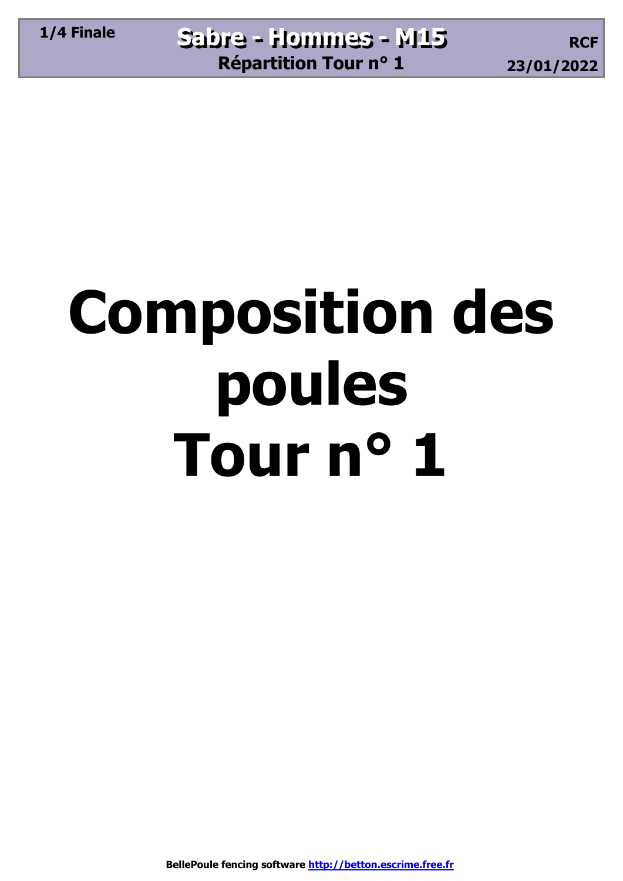# Composition des poules Tour n° 1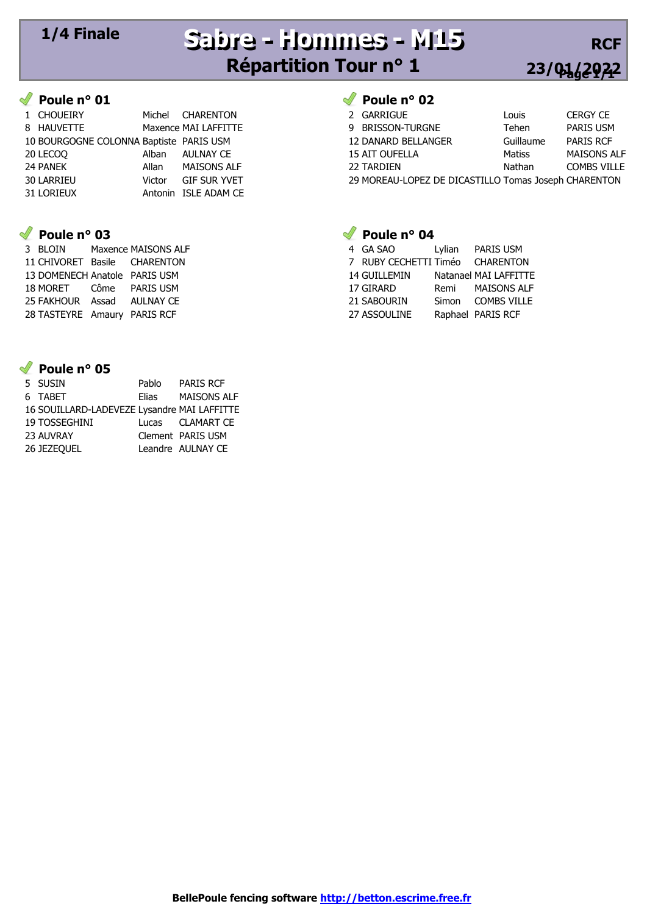1/4 Finale

# Sabre - Hommes - M15

## Répartition Tour n° 1

RCF

23/01/2022

### Poule n° 01

| | | | |
|---|---|---|---|
| 1 | CHOUEIRY | Michel | CHARENTON |
| 8 | HAUVETTE | Maxence | MAI LAFFITTE |
| 10 | BOURGOGNE COLONNA | Baptiste | PARIS USM |
| 20 | LECOQ | Alban | AULNAY CE |
| 24 | PANEK | Allan | MAISONS ALF |
| 30 | LARRIEU | Victor | GIF SUR YVET |
| 31 | LORIEUX | Antonin | ISLE ADAM CE |

### Poule n° 02

| | | | |
|---|---|---|---|
| 2 | GARRIGUE | Louis | CERGY CE |
| 9 | BRISSON-TURGNE | Tehen | PARIS USM |
| 12 | DANARD BELLANGER | Guillaume | PARIS RCF |
| 15 | AIT OUFELLA | Matiss | MAISONS ALF |
| 22 | TARDIEN | Nathan | COMBS VILLE |
| 29 | MOREAU-LOPEZ DE DICASTILLO | Tomas Joseph | CHARENTON |

### Poule n° 03

| | | | |
|---|---|---|---|
| 3 | BLOIN | Maxence | MAISONS ALF |
| 11 | CHIVORET | Basile | CHARENTON |
| 13 | DOMENECH | Anatole | PARIS USM |
| 18 | MORET | Côme | PARIS USM |
| 25 | FAKHOUR | Assad | AULNAY CE |
| 28 | TASTEYRE | Amaury | PARIS RCF |

### Poule n° 04

| | | | |
|---|---|---|---|
| 4 | GA SAO | Lylian | PARIS USM |
| 7 | RUBY CECHETTI | Timéo | CHARENTON |
| 14 | GUILLEMIN | Natanael | MAI LAFFITTE |
| 17 | GIRARD | Remi | MAISONS ALF |
| 21 | SABOURIN | Simon | COMBS VILLE |
| 27 | ASSOULINE | Raphael | PARIS RCF |

### Poule n° 05

| | | | |
|---|---|---|---|
| 5 | SUSIN | Pablo | PARIS RCF |
| 6 | TABET | Elias | MAISONS ALF |
| 16 | SOUILLARD-LADEVEZE | Lysandre | MAI LAFFITTE |
| 19 | TOSSEGHINI | Lucas | CLAMART CE |
| 23 | AUVRAY | Clement | PARIS USM |
| 26 | JEZEQUEL | Leandre | AULNAY CE |

**BellePoule fencing software http://betton.escrime.free.fr**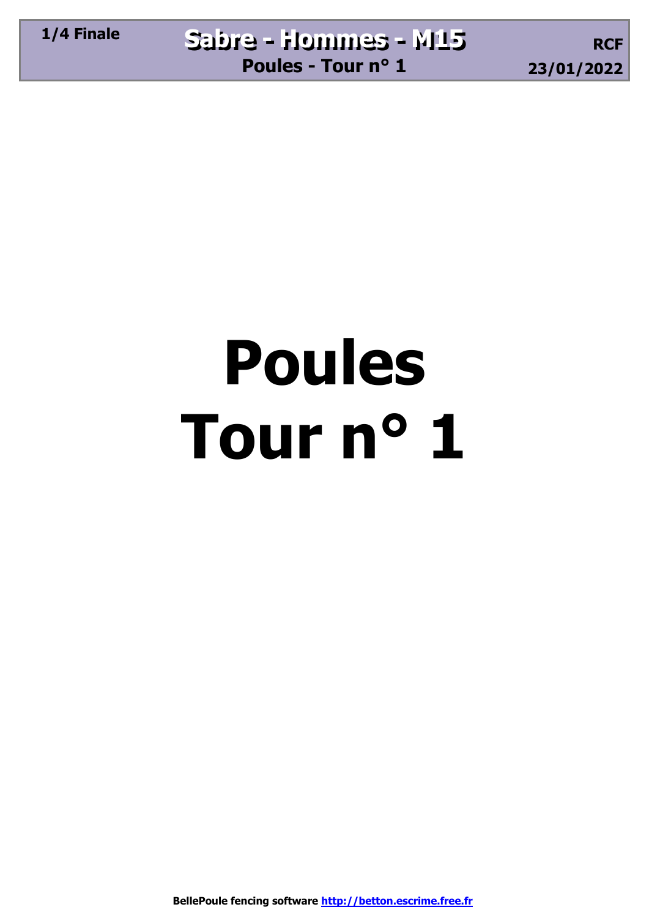# Poules
# Tour n° 1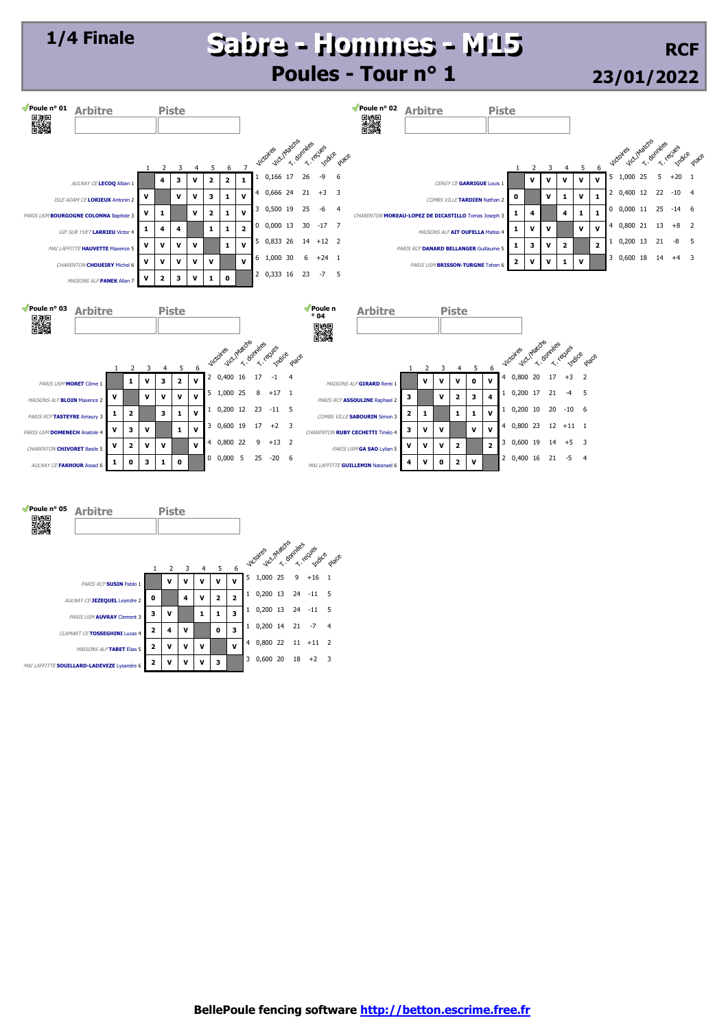# 1/4 Finale — Sabre - Hommes - M15

## Poules - Tour n° 1

RCF

23/01/2022

### Poule n° 01

Arbitre | Piste

| | 1 | 2 | 3 | 4 | 5 | 6 | 7 | Victoires | Vict./Matchs | T. données | T. reçues | Indice | Place |
|---|---|---|---|---|---|---|---|---|---|---|---|---|---|
| AULNAY CE **LECOQ** Alban 1 | | 4 | 3 | V | 2 | 2 | 1 | 1 | 0,166 | 17 | 26 | -9 | 6 |
| ISLE ADAM CE **LORIEUX** Antonin 2 | V | | V | V | 3 | 1 | V | 4 | 0,666 | 24 | 21 | +3 | 3 |
| PARIS USM **BOURGOGNE COLONNA** Baptiste 3 | V | 1 | | V | 2 | 1 | V | 3 | 0,500 | 19 | 25 | -6 | 4 |
| GIF SUR YVET **LARRIEU** Victor 4 | 1 | 4 | 4 | | 1 | 1 | 2 | 0 | 0,000 | 13 | 30 | -17 | 7 |
| MAI LAFFITTE **HAUVETTE** Maxence 5 | V | V | V | V | | 1 | V | 5 | 0,833 | 26 | 14 | +12 | 2 |
| CHARENTON **CHOUEIRY** Michel 6 | V | V | V | V | V | | V | 6 | 1,000 | 30 | 6 | +24 | 1 |
| MAISONS ALF **PANEK** Allan 7 | V | 2 | 3 | V | 1 | 0 | | 2 | 0,333 | 16 | 23 | -7 | 5 |

### Poule n° 02

Arbitre | Piste

| | 1 | 2 | 3 | 4 | 5 | 6 | Victoires | Vict./Matchs | T. données | T. reçues | Indice | Place |
|---|---|---|---|---|---|---|---|---|---|---|---|---|
| CERGY CE **GARRIGUE** Louis 1 | | V | V | V | V | V | 5 | 1,000 | 25 | 5 | +20 | 1 |
| COMBS VILLE **TARDIEN** Nathan 2 | 0 | | V | 1 | V | 1 | 2 | 0,400 | 12 | 22 | -10 | 4 |
| CHARENTON **MOREAU-LOPEZ DE DICASTILLO** Tomas Joseph 3 | 1 | 4 | | 4 | 1 | 1 | 0 | 0,000 | 11 | 25 | -14 | 6 |
| MAISONS ALF **AIT OUFELLA** Matiss 4 | 1 | V | V | | V | V | 4 | 0,800 | 21 | 13 | +8 | 2 |
| PARIS RCF **DANARD BELLANGER** Guillaume 5 | 1 | 3 | V | 2 | | 2 | 1 | 0,200 | 13 | 21 | -8 | 5 |
| PARIS USM **BRISSON-TURGNE** Tehen 6 | 2 | V | V | 1 | V | | 3 | 0,600 | 18 | 14 | +4 | 3 |

### Poule n° 03

Arbitre | Piste

| | 1 | 2 | 3 | 4 | 5 | 6 | Victoires | Vict./Matchs | T. données | T. reçues | Indice | Place |
|---|---|---|---|---|---|---|---|---|---|---|---|---|
| PARIS USM **MORET** Côme 1 | | 1 | V | 3 | 2 | V | 2 | 0,400 | 16 | 17 | -1 | 4 |
| MAISONS ALF **BLOIN** Maxence 2 | V | | V | V | V | V | 5 | 1,000 | 25 | 8 | +17 | 1 |
| PARIS RCF **TASTEYRE** Amaury 3 | 1 | 2 | | 3 | 1 | V | 1 | 0,200 | 12 | 23 | -11 | 5 |
| PARIS USM **DOMENECH** Anatole 4 | V | 3 | V | | 1 | V | 3 | 0,600 | 19 | 17 | +2 | 3 |
| CHARENTON **CHIVORET** Basile 5 | V | 2 | V | V | | V | 4 | 0,800 | 22 | 9 | +13 | 2 |
| AULNAY CE **FAKHOUR** Assad 6 | 1 | 0 | 3 | 1 | 0 | | 0 | 0,000 | 5 | 25 | -20 | 6 |

### Poule n° 04

Arbitre | Piste

| | 1 | 2 | 3 | 4 | 5 | 6 | Victoires | Vict./Matchs | T. données | T. reçues | Indice | Place |
|---|---|---|---|---|---|---|---|---|---|---|---|---|
| MAISONS ALF **GIRARD** Remi 1 | | V | V | V | 0 | V | 4 | 0,800 | 20 | 17 | +3 | 2 |
| PARIS RCF **ASSOULINE** Raphael 2 | 3 | | V | 2 | 3 | 4 | 1 | 0,200 | 17 | 21 | -4 | 5 |
| COMBS VILLE **SABOURIN** Simon 3 | 2 | 1 | | 1 | 1 | V | 1 | 0,200 | 10 | 20 | -10 | 6 |
| CHARENTON **RUBY CECHETTI** Timéo 4 | 3 | V | V | | V | V | 4 | 0,800 | 23 | 12 | +11 | 1 |
| PARIS USM **GA SAO** Lylian 5 | V | V | V | 2 | | 2 | 3 | 0,600 | 19 | 14 | +5 | 3 |
| MAI LAFFITTE **GUILLEMIN** Natanael 6 | 4 | V | 0 | 2 | V | | 2 | 0,400 | 16 | 21 | -5 | 4 |

### Poule n° 05

Arbitre | Piste

| | 1 | 2 | 3 | 4 | 5 | 6 | Victoires | Vict./Matchs | T. données | T. reçues | Indice | Place |
|---|---|---|---|---|---|---|---|---|---|---|---|---|
| PARIS RCF **SUSIN** Pablo 1 | | V | V | V | V | V | 5 | 1,000 | 25 | 9 | +16 | 1 |
| AULNAY CE **JEZEQUEL** Leandre 2 | 0 | | 4 | V | 2 | 2 | 1 | 0,200 | 13 | 24 | -11 | 5 |
| PARIS USM **AUVRAY** Clement 3 | 3 | V | | 1 | 1 | 3 | 1 | 0,200 | 13 | 24 | -11 | 5 |
| CLAMART CE **TOSSEGHINI** Lucas 4 | 2 | 4 | V | | 0 | 3 | 1 | 0,200 | 14 | 21 | -7 | 4 |
| MAISONS ALF **TABET** Elias 5 | 2 | V | V | V | | V | 4 | 0,800 | 22 | 11 | +11 | 2 |
| MAI LAFFITTE **SOUILLARD-LADEVEZE** Lysandre 6 | 2 | V | V | V | 3 | | 3 | 0,600 | 20 | 18 | +2 | 3 |

BellePoule fencing software http://betton.escrime.free.fr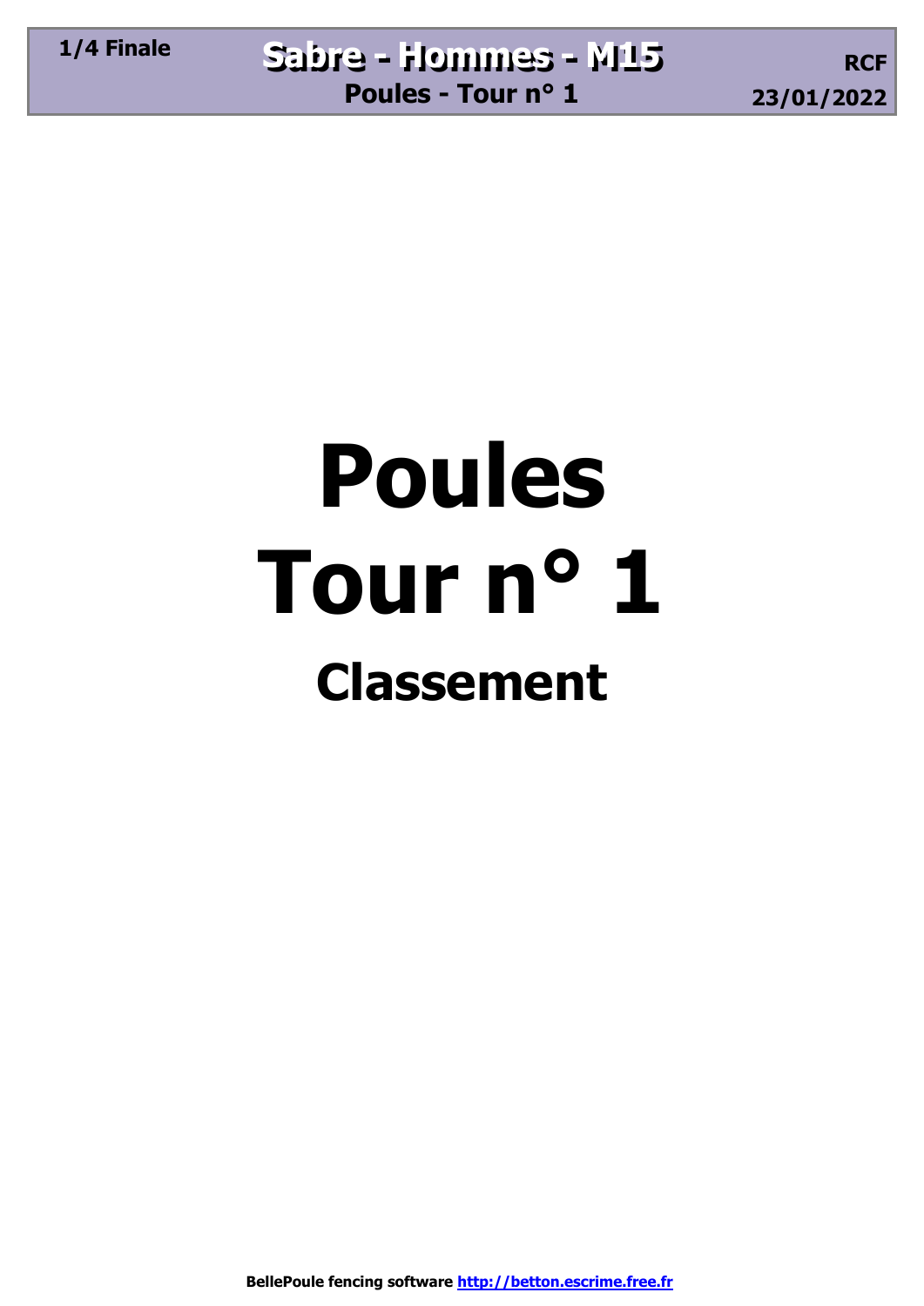# Poules
# Tour n° 1
## Classement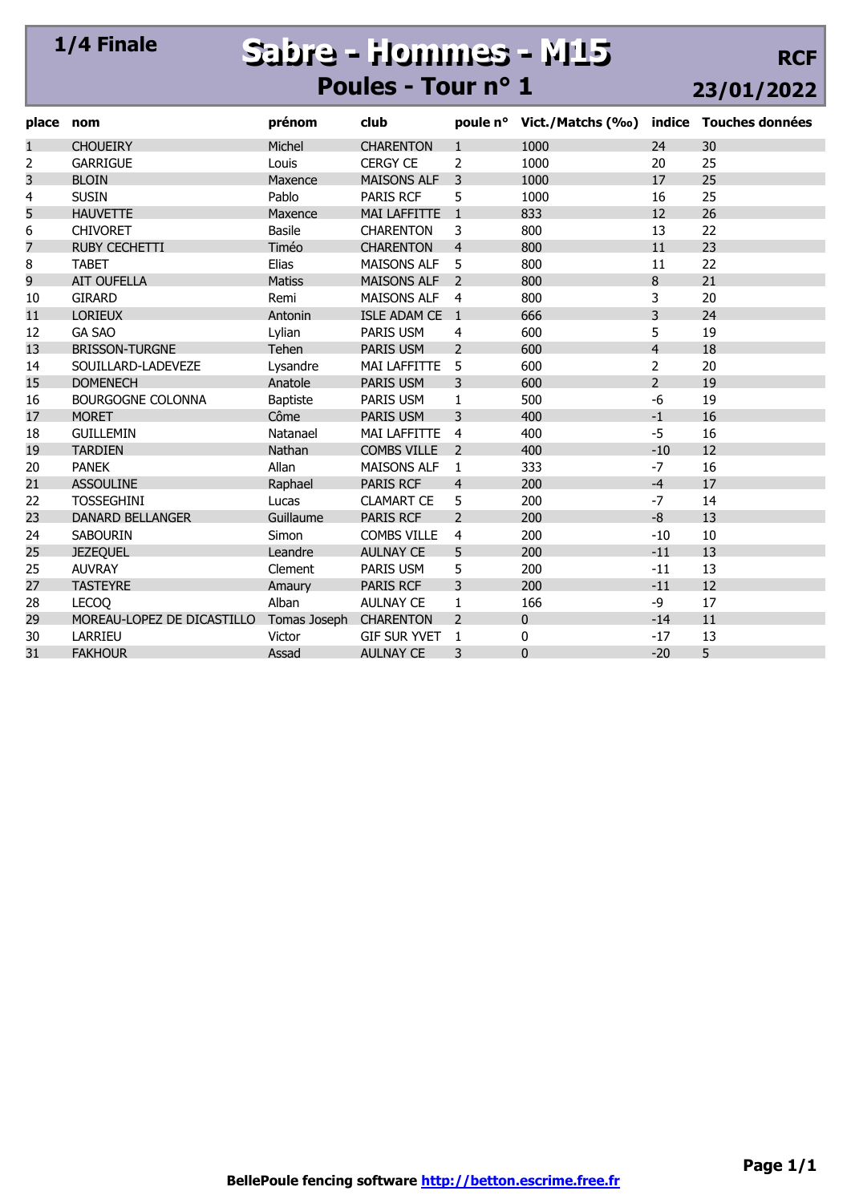**1/4 Finale**

# Sabre - Hommes - M15

## Poules - Tour n° 1

**RCF**

**23/01/2022**

| place | nom | prénom | club | poule n° | Vict./Matchs (‰) | indice | Touches données |
|---|---|---|---|---|---|---|---|
| 1 | CHOUEIRY | Michel | CHARENTON | 1 | 1000 | 24 | 30 |
| 2 | GARRIGUE | Louis | CERGY CE | 2 | 1000 | 20 | 25 |
| 3 | BLOIN | Maxence | MAISONS ALF | 3 | 1000 | 17 | 25 |
| 4 | SUSIN | Pablo | PARIS RCF | 5 | 1000 | 16 | 25 |
| 5 | HAUVETTE | Maxence | MAI LAFFITTE | 1 | 833 | 12 | 26 |
| 6 | CHIVORET | Basile | CHARENTON | 3 | 800 | 13 | 22 |
| 7 | RUBY CECHETTI | Timéo | CHARENTON | 4 | 800 | 11 | 23 |
| 8 | TABET | Elias | MAISONS ALF | 5 | 800 | 11 | 22 |
| 9 | AIT OUFELLA | Matiss | MAISONS ALF | 2 | 800 | 8 | 21 |
| 10 | GIRARD | Remi | MAISONS ALF | 4 | 800 | 3 | 20 |
| 11 | LORIEUX | Antonin | ISLE ADAM CE | 1 | 666 | 3 | 24 |
| 12 | GA SAO | Lylian | PARIS USM | 4 | 600 | 5 | 19 |
| 13 | BRISSON-TURGNE | Tehen | PARIS USM | 2 | 600 | 4 | 18 |
| 14 | SOUILLARD-LADEVEZE | Lysandre | MAI LAFFITTE | 5 | 600 | 2 | 20 |
| 15 | DOMENECH | Anatole | PARIS USM | 3 | 600 | 2 | 19 |
| 16 | BOURGOGNE COLONNA | Baptiste | PARIS USM | 1 | 500 | -6 | 19 |
| 17 | MORET | Côme | PARIS USM | 3 | 400 | -1 | 16 |
| 18 | GUILLEMIN | Natanael | MAI LAFFITTE | 4 | 400 | -5 | 16 |
| 19 | TARDIEN | Nathan | COMBS VILLE | 2 | 400 | -10 | 12 |
| 20 | PANEK | Allan | MAISONS ALF | 1 | 333 | -7 | 16 |
| 21 | ASSOULINE | Raphael | PARIS RCF | 4 | 200 | -4 | 17 |
| 22 | TOSSEGHINI | Lucas | CLAMART CE | 5 | 200 | -7 | 14 |
| 23 | DANARD BELLANGER | Guillaume | PARIS RCF | 2 | 200 | -8 | 13 |
| 24 | SABOURIN | Simon | COMBS VILLE | 4 | 200 | -10 | 10 |
| 25 | JEZEQUEL | Leandre | AULNAY CE | 5 | 200 | -11 | 13 |
| 25 | AUVRAY | Clement | PARIS USM | 5 | 200 | -11 | 13 |
| 27 | TASTEYRE | Amaury | PARIS RCF | 3 | 200 | -11 | 12 |
| 28 | LECOQ | Alban | AULNAY CE | 1 | 166 | -9 | 17 |
| 29 | MOREAU-LOPEZ DE DICASTILLO | Tomas Joseph | CHARENTON | 2 | 0 | -14 | 11 |
| 30 | LARRIEU | Victor | GIF SUR YVET | 1 | 0 | -17 | 13 |
| 31 | FAKHOUR | Assad | AULNAY CE | 3 | 0 | -20 | 5 |

**BellePoule fencing software http://betton.escrime.free.fr**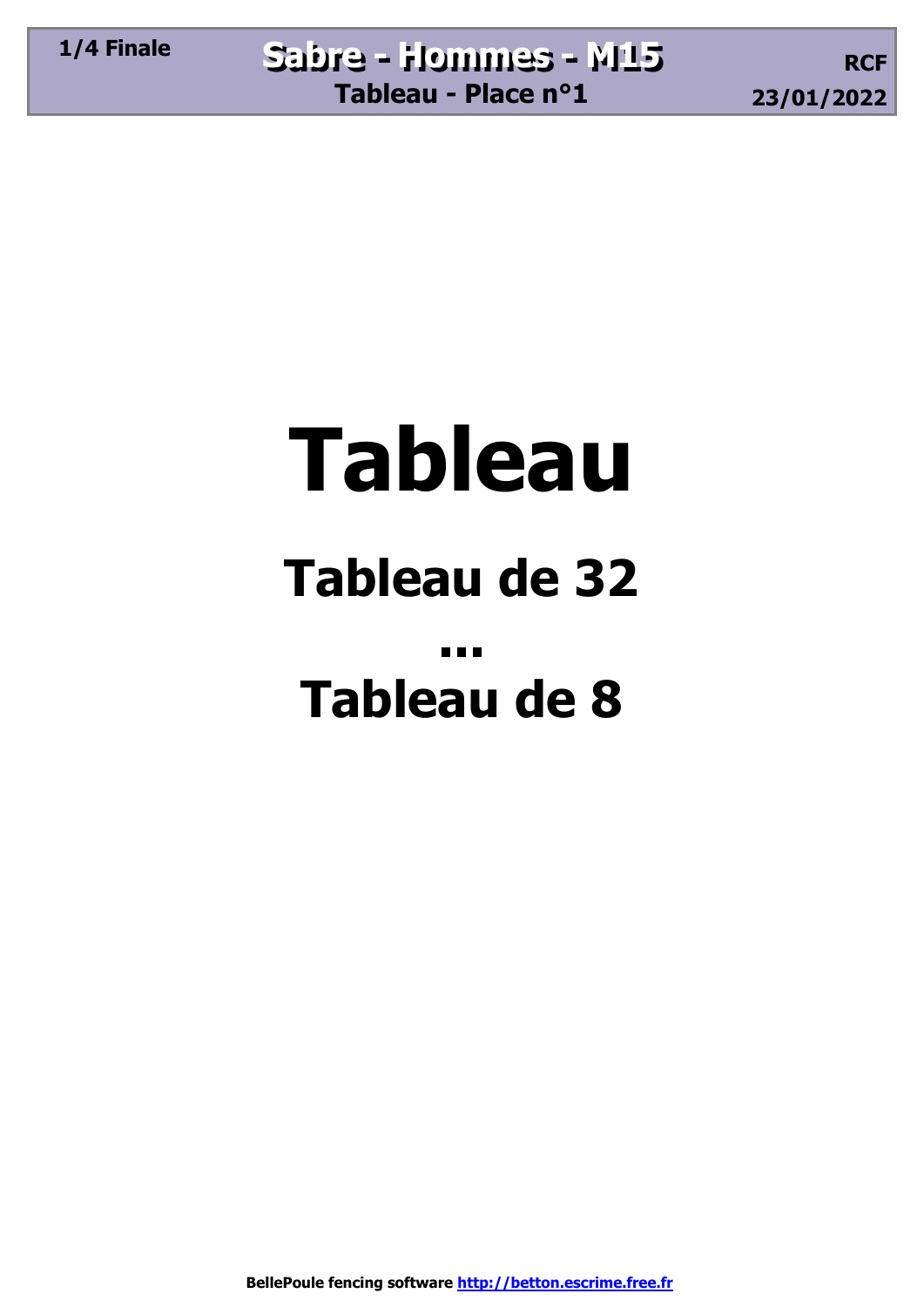# Tableau

## Tableau de 32

## ...

## Tableau de 8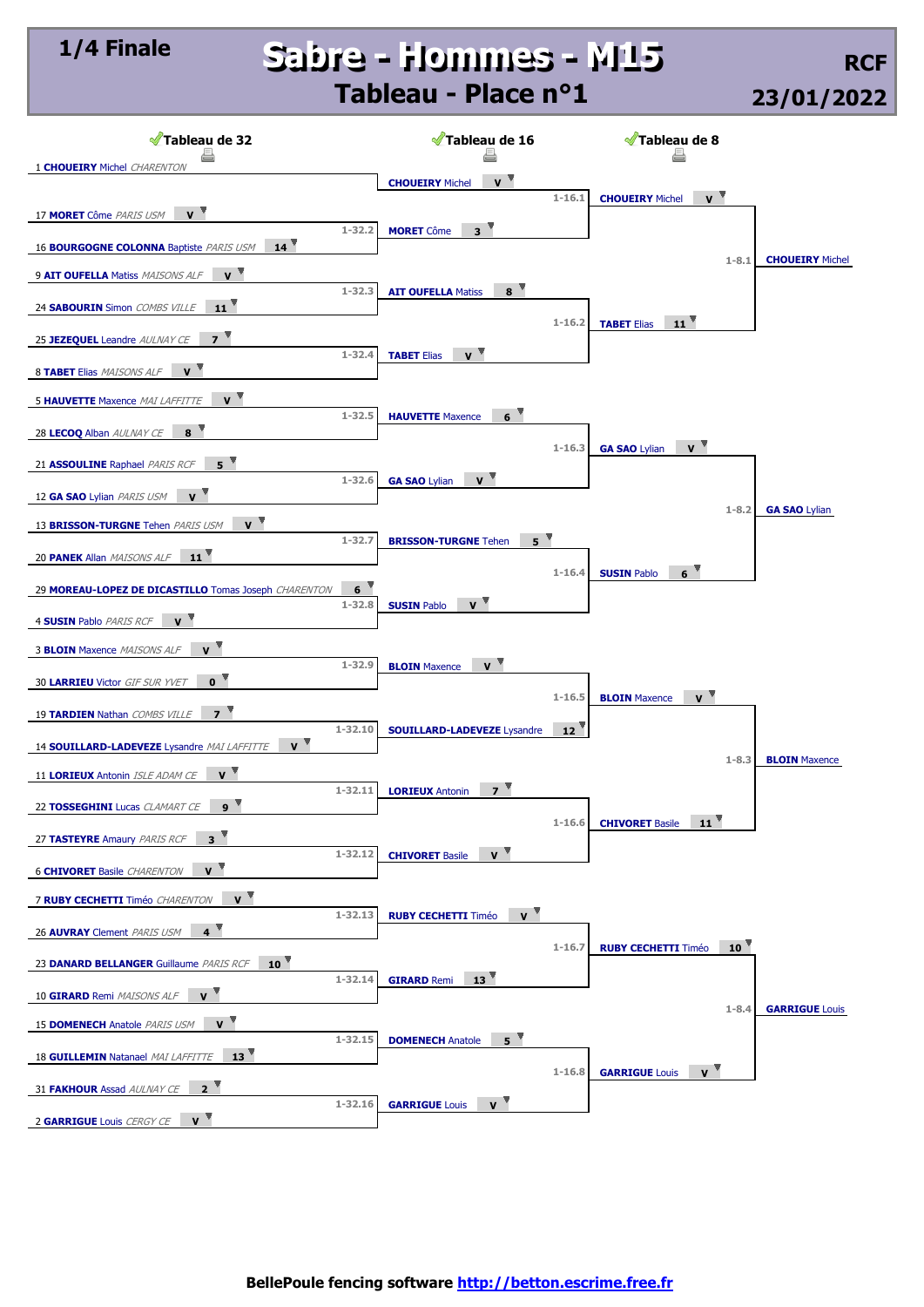# 1/4 Finale — Sabre - Hommes - M15

## Tableau - Place n°1

**RCF** — **23/01/2022**

### Tableau de 32

| Match | Tireur 1 | Score | Tireur 2 | Score |
|---|---|---|---|---|
| 1-32.1 | 1 **CHOUEIRY** Michel *CHARENTON* | | | |
| 1-32.2 | 17 **MORET** Côme *PARIS USM* | V | 16 **BOURGOGNE COLONNA** Baptiste *PARIS USM* | 14 |
| 1-32.3 | 9 **AIT OUFELLA** Matiss *MAISONS ALF* | V | 24 **SABOURIN** Simon *COMBS VILLE* | 11 |
| 1-32.4 | 25 **JEZEQUEL** Leandre *AULNAY CE* | 7 | 8 **TABET** Elias *MAISONS ALF* | V |
| 1-32.5 | 5 **HAUVETTE** Maxence *MAI LAFFITTE* | V | 28 **LECOQ** Alban *AULNAY CE* | 8 |
| 1-32.6 | 21 **ASSOULINE** Raphael *PARIS RCF* | 5 | 12 **GA SAO** Lylian *PARIS USM* | V |
| 1-32.7 | 13 **BRISSON-TURGNE** Tehen *PARIS USM* | V | 20 **PANEK** Allan *MAISONS ALF* | 11 |
| 1-32.8 | 29 **MOREAU-LOPEZ DE DICASTILLO** Tomas Joseph *CHARENTON* | 6 | 4 **SUSIN** Pablo *PARIS RCF* | V |
| 1-32.9 | 3 **BLOIN** Maxence *MAISONS ALF* | V | 30 **LARRIEU** Victor *GIF SUR YVET* | 0 |
| 1-32.10 | 19 **TARDIEN** Nathan *COMBS VILLE* | 7 | 14 **SOUILLARD-LADEVEZE** Lysandre *MAI LAFFITTE* | V |
| 1-32.11 | 11 **LORIEUX** Antonin *ISLE ADAM CE* | V | 22 **TOSSEGHINI** Lucas *CLAMART CE* | 9 |
| 1-32.12 | 27 **TASTEYRE** Amaury *PARIS RCF* | 3 | 6 **CHIVORET** Basile *CHARENTON* | V |
| 1-32.13 | 7 **RUBY CECHETTI** Timéo *CHARENTON* | V | 26 **AUVRAY** Clement *PARIS USM* | 4 |
| 1-32.14 | 23 **DANARD BELLANGER** Guillaume *PARIS RCF* | 10 | 10 **GIRARD** Remi *MAISONS ALF* | V |
| 1-32.15 | 15 **DOMENECH** Anatole *PARIS USM* | V | 18 **GUILLEMIN** Natanael *MAI LAFFITTE* | 13 |
| 1-32.16 | 31 **FAKHOUR** Assad *AULNAY CE* | 2 | 2 **GARRIGUE** Louis *CERGY CE* | V |

### Tableau de 16

| Match | Tireur 1 | Score | Tireur 2 | Score |
|---|---|---|---|---|
| 1-16.1 | **CHOUEIRY** Michel | V | **MORET** Côme | 3 |
| 1-16.2 | **AIT OUFELLA** Matiss | 8 | **TABET** Elias | V |
| 1-16.3 | **HAUVETTE** Maxence | 6 | **GA SAO** Lylian | V |
| 1-16.4 | **BRISSON-TURGNE** Tehen | 5 | **SUSIN** Pablo | V |
| 1-16.5 | **BLOIN** Maxence | V | **SOUILLARD-LADEVEZE** Lysandre | 12 |
| 1-16.6 | **LORIEUX** Antonin | 7 | **CHIVORET** Basile | V |
| 1-16.7 | **RUBY CECHETTI** Timéo | V | **GIRARD** Remi | 13 |
| 1-16.8 | **DOMENECH** Anatole | 5 | **GARRIGUE** Louis | V |

### Tableau de 8

| Match | Tireur 1 | Score | Tireur 2 | Score | Vainqueur |
|---|---|---|---|---|---|
| 1-8.1 | **CHOUEIRY** Michel | V | **TABET** Elias | 11 | **CHOUEIRY** Michel |
| 1-8.2 | **GA SAO** Lylian | V | **SUSIN** Pablo | 6 | **GA SAO** Lylian |
| 1-8.3 | **BLOIN** Maxence | V | **CHIVORET** Basile | 11 | **BLOIN** Maxence |
| 1-8.4 | **RUBY CECHETTI** Timéo | 10 | **GARRIGUE** Louis | V | **GARRIGUE** Louis |

BellePoule fencing software http://betton.escrime.free.fr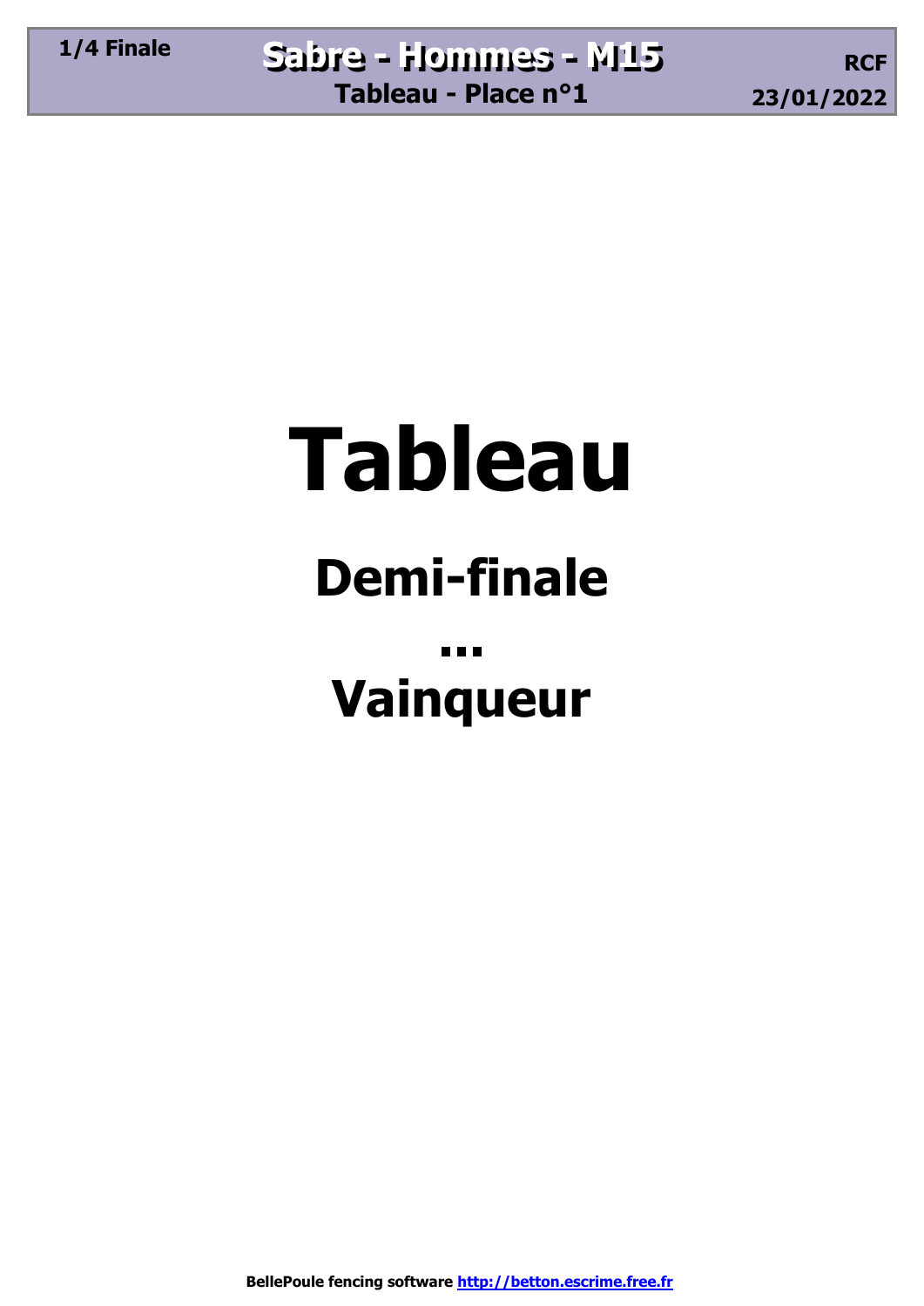# Tableau

## Demi-finale

...

## Vainqueur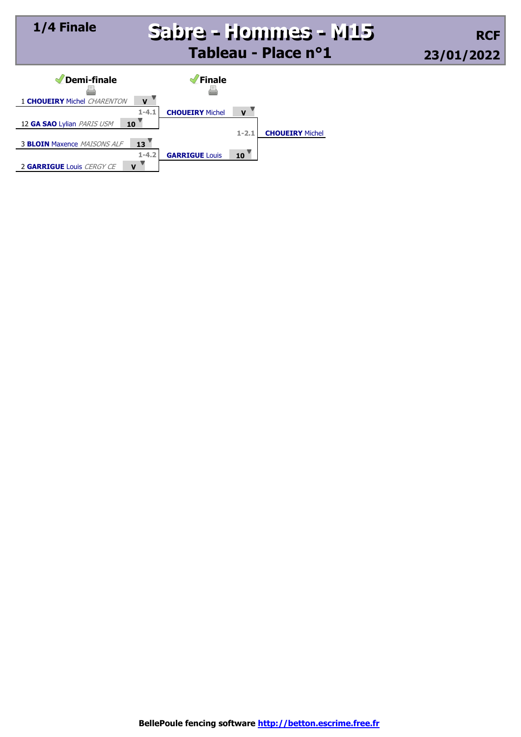# Sabre - Hommes - M15

## Tableau - Place n°1

1/4 Finale

RCF

23/01/2022

| Demi-finale | | Finale | | |
|---|---|---|---|---|
| 1 **CHOUEIRY** Michel *CHARENTON* | V | | | |
| | 1-4.1 | **CHOUEIRY** Michel | V | |
| 12 **GA SAO** Lylian *PARIS USM* | 10 | | | |
| | | | 1-2.1 | **CHOUEIRY** Michel |
| 3 **BLOIN** Maxence *MAISONS ALF* | 13 | | | |
| | 1-4.2 | **GARRIGUE** Louis | 10 | |
| 2 **GARRIGUE** Louis *CERGY CE* | V | | | |

**BellePoule fencing software http://betton.escrime.free.fr**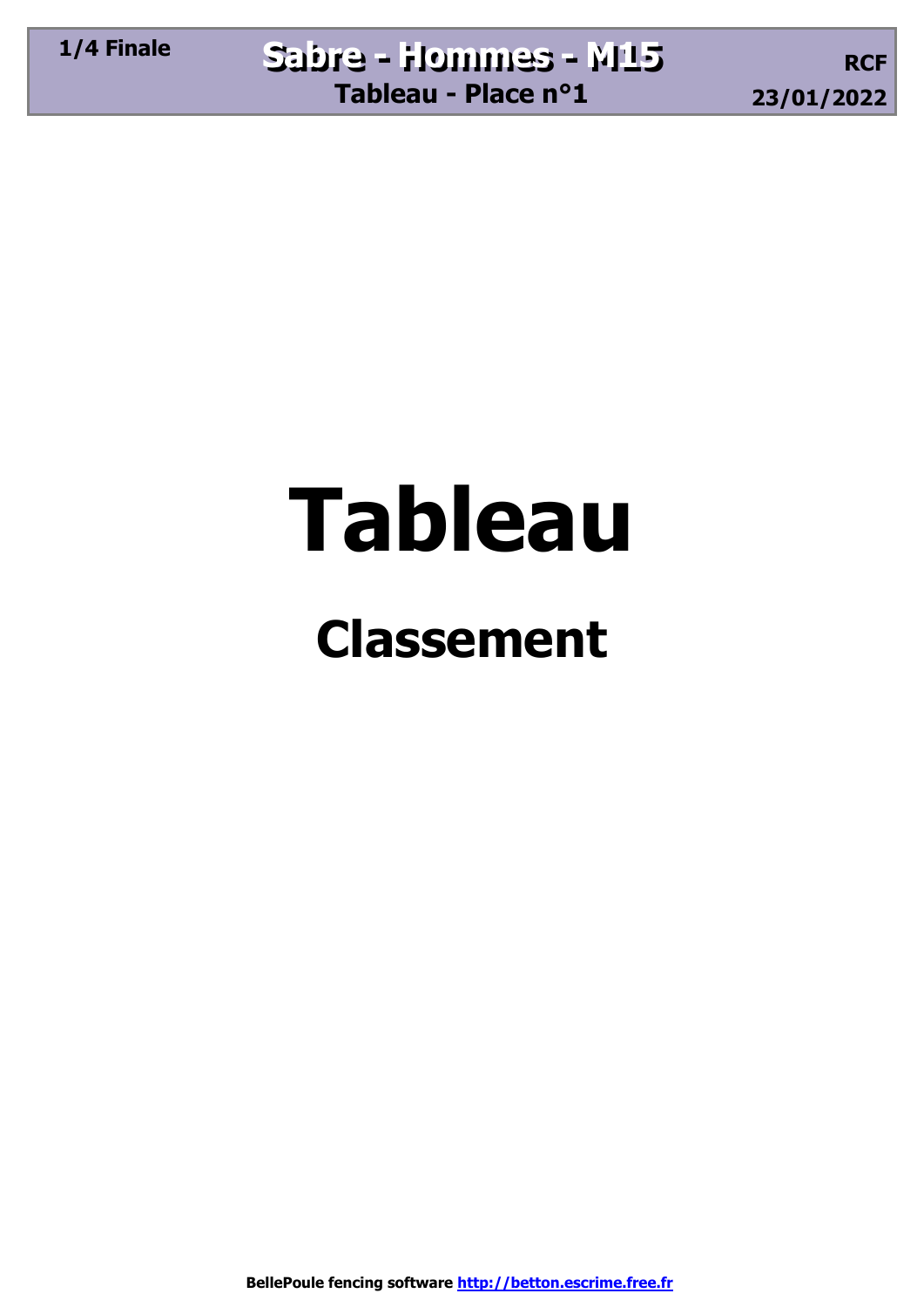# Tableau

## Classement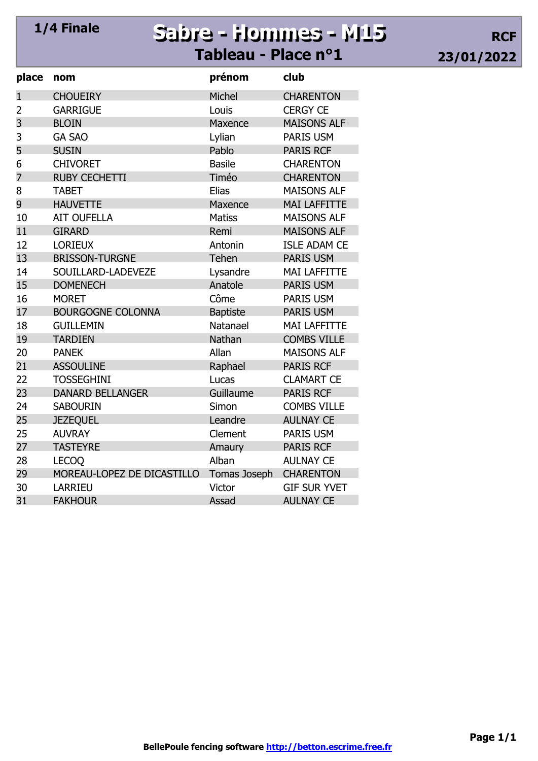**1/4 Finale**

# Sabre - Hommes - M15

## Tableau - Place n°1

**RCF**

**23/01/2022**

| place | nom | prénom | club |
|---|---|---|---|
| 1 | CHOUEIRY | Michel | CHARENTON |
| 2 | GARRIGUE | Louis | CERGY CE |
| 3 | BLOIN | Maxence | MAISONS ALF |
| 3 | GA SAO | Lylian | PARIS USM |
| 5 | SUSIN | Pablo | PARIS RCF |
| 6 | CHIVORET | Basile | CHARENTON |
| 7 | RUBY CECHETTI | Timéo | CHARENTON |
| 8 | TABET | Elias | MAISONS ALF |
| 9 | HAUVETTE | Maxence | MAI LAFFITTE |
| 10 | AIT OUFELLA | Matiss | MAISONS ALF |
| 11 | GIRARD | Remi | MAISONS ALF |
| 12 | LORIEUX | Antonin | ISLE ADAM CE |
| 13 | BRISSON-TURGNE | Tehen | PARIS USM |
| 14 | SOUILLARD-LADEVEZE | Lysandre | MAI LAFFITTE |
| 15 | DOMENECH | Anatole | PARIS USM |
| 16 | MORET | Côme | PARIS USM |
| 17 | BOURGOGNE COLONNA | Baptiste | PARIS USM |
| 18 | GUILLEMIN | Natanael | MAI LAFFITTE |
| 19 | TARDIEN | Nathan | COMBS VILLE |
| 20 | PANEK | Allan | MAISONS ALF |
| 21 | ASSOULINE | Raphael | PARIS RCF |
| 22 | TOSSEGHINI | Lucas | CLAMART CE |
| 23 | DANARD BELLANGER | Guillaume | PARIS RCF |
| 24 | SABOURIN | Simon | COMBS VILLE |
| 25 | JEZEQUEL | Leandre | AULNAY CE |
| 25 | AUVRAY | Clement | PARIS USM |
| 27 | TASTEYRE | Amaury | PARIS RCF |
| 28 | LECOQ | Alban | AULNAY CE |
| 29 | MOREAU-LOPEZ DE DICASTILLO | Tomas Joseph | CHARENTON |
| 30 | LARRIEU | Victor | GIF SUR YVET |
| 31 | FAKHOUR | Assad | AULNAY CE |

**BellePoule fencing software http://betton.escrime.free.fr**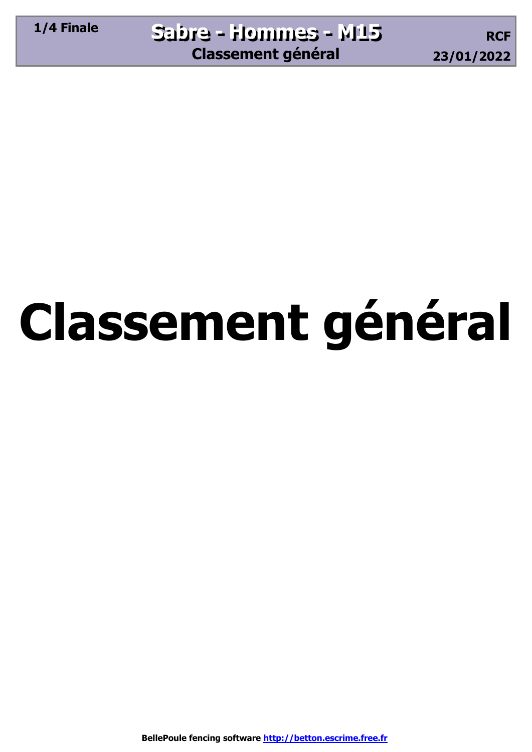# Classement général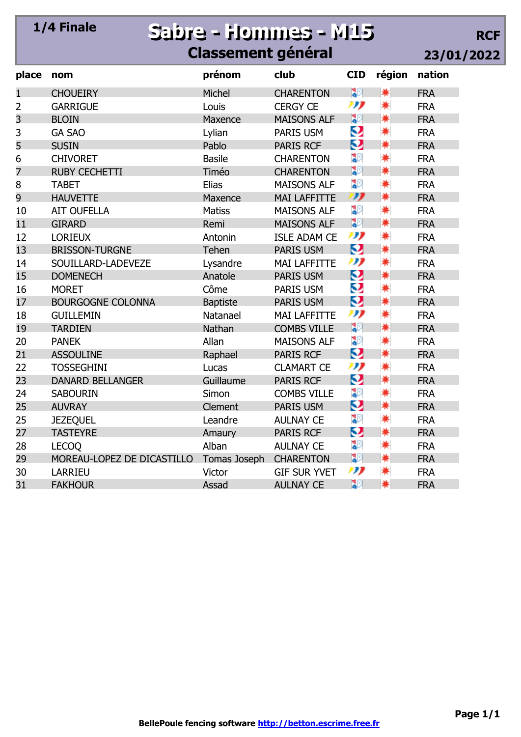**1/4 Finale**

# Sabre - Hommes - M15

## Classement général

**RCF**

**23/01/2022**

| place | nom | prénom | club | CID | région | nation |
|---|---|---|---|---|---|---|
| 1 | CHOUEIRY | Michel | CHARENTON | | | FRA |
| 2 | GARRIGUE | Louis | CERGY CE | | | FRA |
| 3 | BLOIN | Maxence | MAISONS ALF | | | FRA |
| 3 | GA SAO | Lylian | PARIS USM | | | FRA |
| 5 | SUSIN | Pablo | PARIS RCF | | | FRA |
| 6 | CHIVORET | Basile | CHARENTON | | | FRA |
| 7 | RUBY CECHETTI | Timéo | CHARENTON | | | FRA |
| 8 | TABET | Elias | MAISONS ALF | | | FRA |
| 9 | HAUVETTE | Maxence | MAI LAFFITTE | | | FRA |
| 10 | AIT OUFELLA | Matiss | MAISONS ALF | | | FRA |
| 11 | GIRARD | Remi | MAISONS ALF | | | FRA |
| 12 | LORIEUX | Antonin | ISLE ADAM CE | | | FRA |
| 13 | BRISSON-TURGNE | Tehen | PARIS USM | | | FRA |
| 14 | SOUILLARD-LADEVEZE | Lysandre | MAI LAFFITTE | | | FRA |
| 15 | DOMENECH | Anatole | PARIS USM | | | FRA |
| 16 | MORET | Côme | PARIS USM | | | FRA |
| 17 | BOURGOGNE COLONNA | Baptiste | PARIS USM | | | FRA |
| 18 | GUILLEMIN | Natanael | MAI LAFFITTE | | | FRA |
| 19 | TARDIEN | Nathan | COMBS VILLE | | | FRA |
| 20 | PANEK | Allan | MAISONS ALF | | | FRA |
| 21 | ASSOULINE | Raphael | PARIS RCF | | | FRA |
| 22 | TOSSEGHINI | Lucas | CLAMART CE | | | FRA |
| 23 | DANARD BELLANGER | Guillaume | PARIS RCF | | | FRA |
| 24 | SABOURIN | Simon | COMBS VILLE | | | FRA |
| 25 | AUVRAY | Clement | PARIS USM | | | FRA |
| 25 | JEZEQUEL | Leandre | AULNAY CE | | | FRA |
| 27 | TASTEYRE | Amaury | PARIS RCF | | | FRA |
| 28 | LECOQ | Alban | AULNAY CE | | | FRA |
| 29 | MOREAU-LOPEZ DE DICASTILLO | Tomas Joseph | CHARENTON | | | FRA |
| 30 | LARRIEU | Victor | GIF SUR YVET | | | FRA |
| 31 | FAKHOUR | Assad | AULNAY CE | | | FRA |

**BellePoule fencing software** http://betton.escrime.free.fr